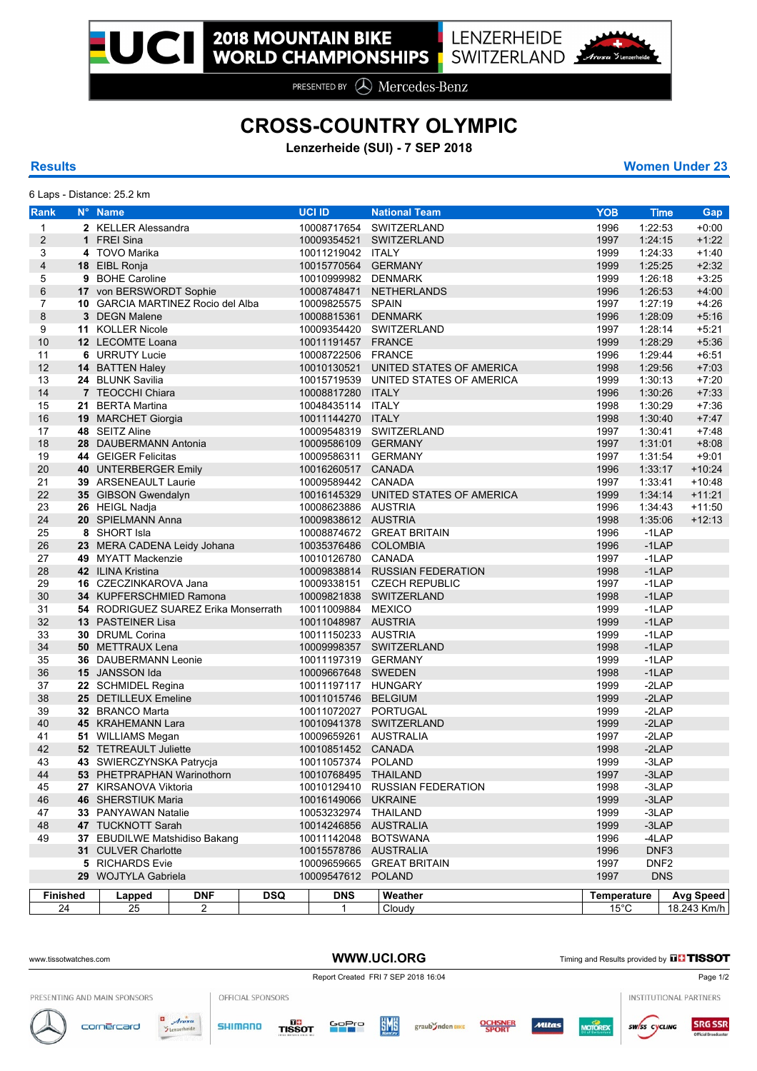# 2018 MOUNTAIN BIKE WORLD CHAMPIONSHIPS

LENZERHEIDE SWITZERLAND

PRESENTED BY Mercedes-Benz

## CROSS-COUNTRY OLYMPIC

**Lenzerheide (SUI) - 7 SEP 2018**

**Results** **Women Under 23**

6 Laps - Distance: 25.2 km

| Rank | N° | Name | UCI ID | National Team | YOB | Time | Gap |
|---|---|---|---|---|---|---|---|
| 1 | 2 | KELLER Alessandra | 10008717654 | SWITZERLAND | 1996 | 1:22:53 | +0:00 |
| 2 | 1 | FREI Sina | 10009354521 | SWITZERLAND | 1997 | 1:24:15 | +1:22 |
| 3 | 4 | TOVO Marika | 10011219042 | ITALY | 1999 | 1:24:33 | +1:40 |
| 4 | 18 | EIBL Ronja | 10015770564 | GERMANY | 1999 | 1:25:25 | +2:32 |
| 5 | 9 | BOHE Caroline | 10010999982 | DENMARK | 1999 | 1:26:18 | +3:25 |
| 6 | 17 | von BERSWORDT Sophie | 10008748471 | NETHERLANDS | 1996 | 1:26:53 | +4:00 |
| 7 | 10 | GARCIA MARTINEZ Rocio del Alba | 10009825575 | SPAIN | 1997 | 1:27:19 | +4:26 |
| 8 | 3 | DEGN Malene | 10008815361 | DENMARK | 1996 | 1:28:09 | +5:16 |
| 9 | 11 | KOLLER Nicole | 10009354420 | SWITZERLAND | 1997 | 1:28:14 | +5:21 |
| 10 | 12 | LECOMTE Loana | 10011191457 | FRANCE | 1999 | 1:28:29 | +5:36 |
| 11 | 6 | URRUTY Lucie | 10008722506 | FRANCE | 1996 | 1:29:44 | +6:51 |
| 12 | 14 | BATTEN Haley | 10010130521 | UNITED STATES OF AMERICA | 1998 | 1:29:56 | +7:03 |
| 13 | 24 | BLUNK Savilia | 10015719539 | UNITED STATES OF AMERICA | 1999 | 1:30:13 | +7:20 |
| 14 | 7 | TEOCCHI Chiara | 10008817280 | ITALY | 1996 | 1:30:26 | +7:33 |
| 15 | 21 | BERTA Martina | 10048435114 | ITALY | 1998 | 1:30:29 | +7:36 |
| 16 | 19 | MARCHET Giorgia | 10011144270 | ITALY | 1998 | 1:30:40 | +7:47 |
| 17 | 48 | SEITZ Aline | 10009548319 | SWITZERLAND | 1997 | 1:30:41 | +7:48 |
| 18 | 28 | DAUBERMANN Antonia | 10009586109 | GERMANY | 1997 | 1:31:01 | +8:08 |
| 19 | 44 | GEIGER Felicitas | 10009586311 | GERMANY | 1997 | 1:31:54 | +9:01 |
| 20 | 40 | UNTERBERGER Emily | 10016260517 | CANADA | 1996 | 1:33:17 | +10:24 |
| 21 | 39 | ARSENEAULT Laurie | 10009589442 | CANADA | 1997 | 1:33:41 | +10:48 |
| 22 | 35 | GIBSON Gwendalyn | 10016145329 | UNITED STATES OF AMERICA | 1999 | 1:34:14 | +11:21 |
| 23 | 26 | HEIGL Nadja | 10008623886 | AUSTRIA | 1996 | 1:34:43 | +11:50 |
| 24 | 20 | SPIELMANN Anna | 10009838612 | AUSTRIA | 1998 | 1:35:06 | +12:13 |
| 25 | 8 | SHORT Isla | 10008874672 | GREAT BRITAIN | 1996 | -1LAP | |
| 26 | 23 | MERA CADENA Leidy Johana | 10035376486 | COLOMBIA | 1996 | -1LAP | |
| 27 | 49 | MYATT Mackenzie | 10010126780 | CANADA | 1997 | -1LAP | |
| 28 | 42 | ILINA Kristina | 10009838814 | RUSSIAN FEDERATION | 1998 | -1LAP | |
| 29 | 16 | CZECZINKAROVA Jana | 10009338151 | CZECH REPUBLIC | 1997 | -1LAP | |
| 30 | 34 | KUPFERSCHMIED Ramona | 10009821838 | SWITZERLAND | 1998 | -1LAP | |
| 31 | 54 | RODRIGUEZ SUAREZ Erika Monserrath | 10011009884 | MEXICO | 1999 | -1LAP | |
| 32 | 13 | PASTEINER Lisa | 10011048987 | AUSTRIA | 1999 | -1LAP | |
| 33 | 30 | DRUML Corina | 10011150233 | AUSTRIA | 1999 | -1LAP | |
| 34 | 50 | METTRAUX Lena | 10009998357 | SWITZERLAND | 1998 | -1LAP | |
| 35 | 36 | DAUBERMANN Leonie | 10011197319 | GERMANY | 1999 | -1LAP | |
| 36 | 15 | JANSSON Ida | 10009667648 | SWEDEN | 1998 | -1LAP | |
| 37 | 22 | SCHMIDEL Regina | 10011197117 | HUNGARY | 1999 | -2LAP | |
| 38 | 25 | DETILLEUX Emeline | 10011015746 | BELGIUM | 1999 | -2LAP | |
| 39 | 32 | BRANCO Marta | 10011072027 | PORTUGAL | 1999 | -2LAP | |
| 40 | 45 | KRAHEMANN Lara | 10010941378 | SWITZERLAND | 1999 | -2LAP | |
| 41 | 51 | WILLIAMS Megan | 10009659261 | AUSTRALIA | 1997 | -2LAP | |
| 42 | 52 | TETREAULT Juliette | 10010851452 | CANADA | 1998 | -2LAP | |
| 43 | 43 | SWIERCZYNSKA Patrycja | 10011057374 | POLAND | 1999 | -3LAP | |
| 44 | 53 | PHETPRAPHAN Warinothorn | 10010768495 | THAILAND | 1997 | -3LAP | |
| 45 | 27 | KIRSANOVA Viktoria | 10010129410 | RUSSIAN FEDERATION | 1998 | -3LAP | |
| 46 | 46 | SHERSTIUK Maria | 10016149066 | UKRAINE | 1999 | -3LAP | |
| 47 | 33 | PANYAWAN Natalie | 10053232974 | THAILAND | 1999 | -3LAP | |
| 48 | 47 | TUCKNOTT Sarah | 10014246856 | AUSTRALIA | 1999 | -3LAP | |
| 49 | 37 | EBUDILWE Matshidiso Bakang | 10011142048 | BOTSWANA | 1996 | -4LAP | |
| | 31 | CULVER Charlotte | 10015578786 | AUSTRALIA | 1996 | DNF3 | |
| | 5 | RICHARDS Evie | 10009659665 | GREAT BRITAIN | 1997 | DNF2 | |
| | 29 | WOJTYLA Gabriela | 10009547612 | POLAND | 1997 | DNS | |

| Finished | Lapped | DNF | DSQ | DNS | Weather | Temperature | Avg Speed |
|---|---|---|---|---|---|---|---|
| 24 | 25 | 2 | | 1 | Cloudy | 15°C | 18.243 Km/h |

www.tissotwatches.com WWW.UCI.ORG Timing and Results provided by TISSOT

Report Created FRI 7 SEP 2018 16:04

PRESENTING AND MAIN SPONSORS OFFICIAL SPONSORS INSTITUTIONAL PARTNERS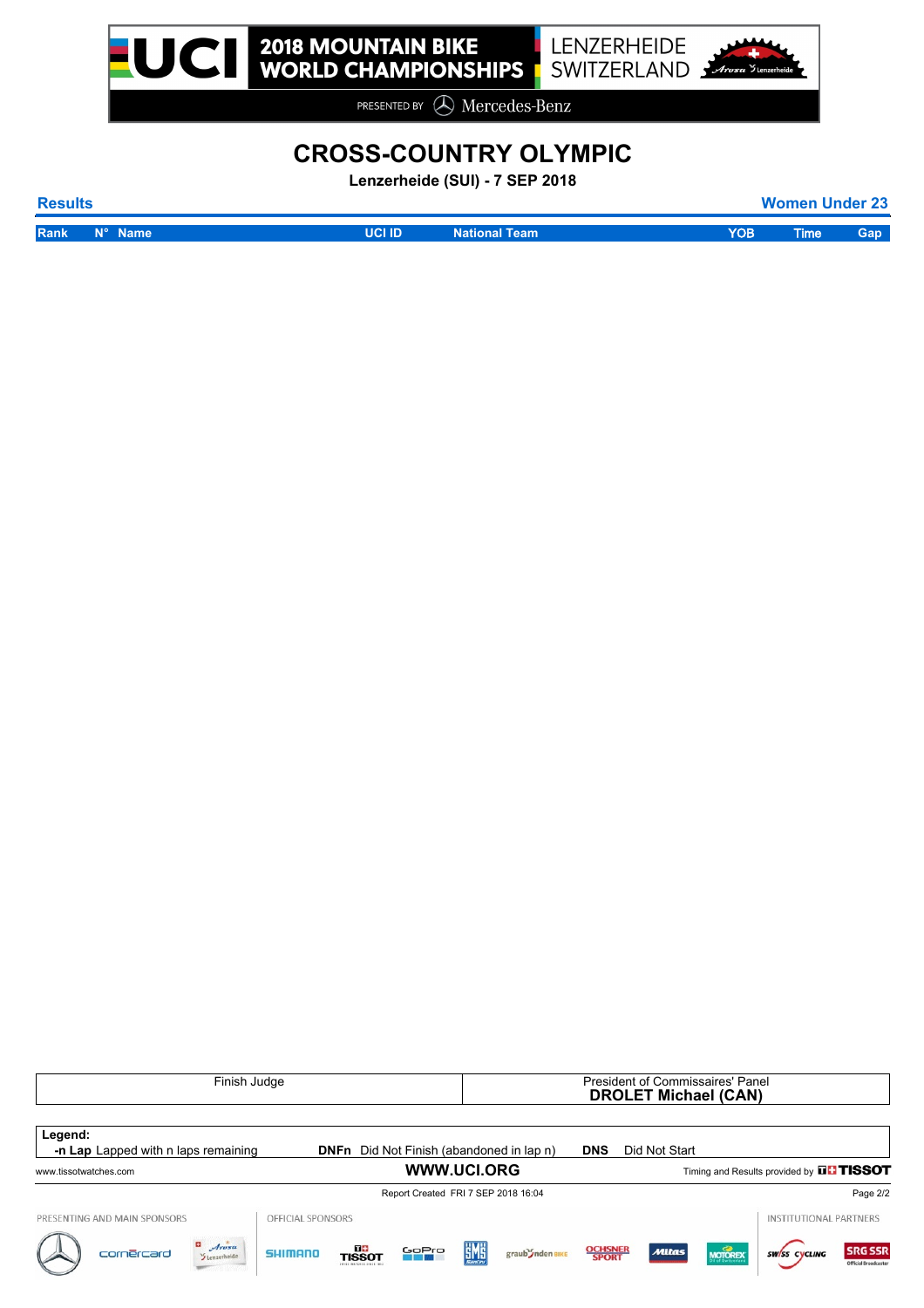# CROSS-COUNTRY OLYMPIC

**Lenzerheide (SUI) - 7 SEP 2018**

**Results** — **Women Under 23**

| Rank | N° | Name | UCI ID | National Team | YOB | Time | Gap |
|---|---|---|---|---|---|---|---|

| Finish Judge | President of Commissaires' Panel |
|---|---|
| | **DROLET Michael (CAN)** |

**Legend:**
**-n Lap** Lapped with n laps remaining **DNFn** Did Not Finish (abandoned in lap n) **DNS** Did Not Start

www.tissotwatches.com **WWW.UCI.ORG** Timing and Results provided by TISSOT

Report Created FRI 7 SEP 2018 16:04